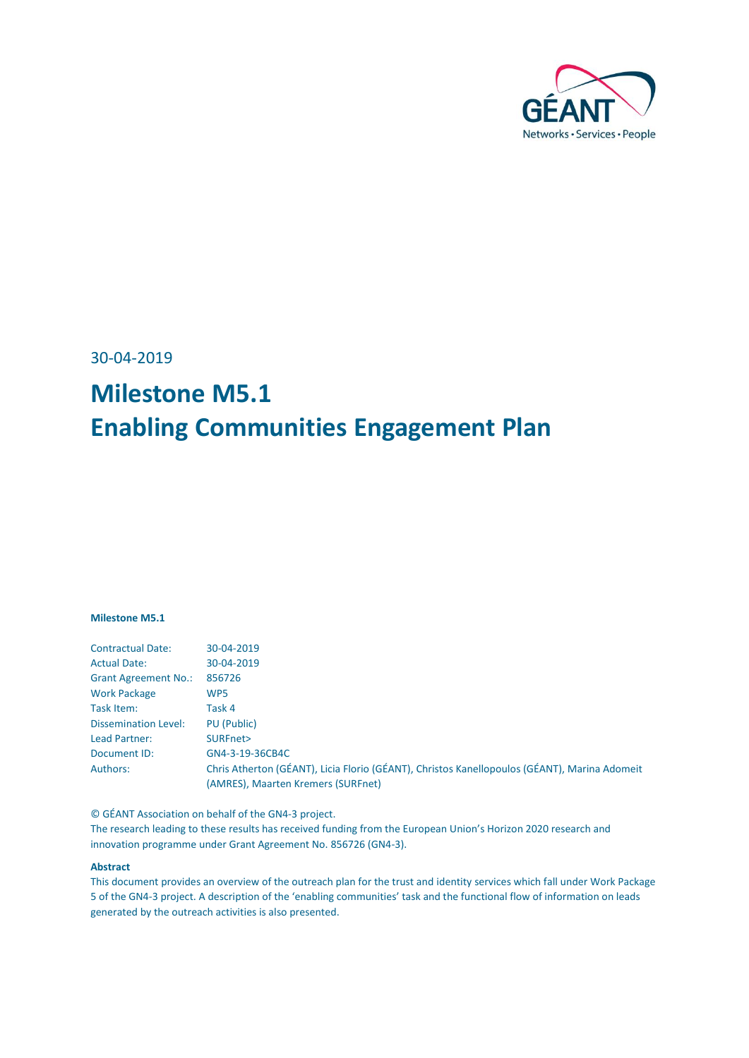GÉANT

Networks • Services • People

30-04-2019

# Milestone M5.1
# Enabling Communities Engagement Plan

**Milestone M5.1**

| | |
|---|---|
| Contractual Date: | 30-04-2019 |
| Actual Date: | 30-04-2019 |
| Grant Agreement No.: | 856726 |
| Work Package | WP5 |
| Task Item: | Task 4 |
| Dissemination Level: | PU (Public) |
| Lead Partner: | SURFnet> |
| Document ID: | GN4-3-19-36CB4C |
| Authors: | Chris Atherton (GÉANT), Licia Florio (GÉANT), Christos Kanellopoulos (GÉANT), Marina Adomeit (AMRES), Maarten Kremers (SURFnet) |

© GÉANT Association on behalf of the GN4-3 project.
The research leading to these results has received funding from the European Union's Horizon 2020 research and innovation programme under Grant Agreement No. 856726 (GN4-3).

**Abstract**

This document provides an overview of the outreach plan for the trust and identity services which fall under Work Package 5 of the GN4-3 project. A description of the 'enabling communities' task and the functional flow of information on leads generated by the outreach activities is also presented.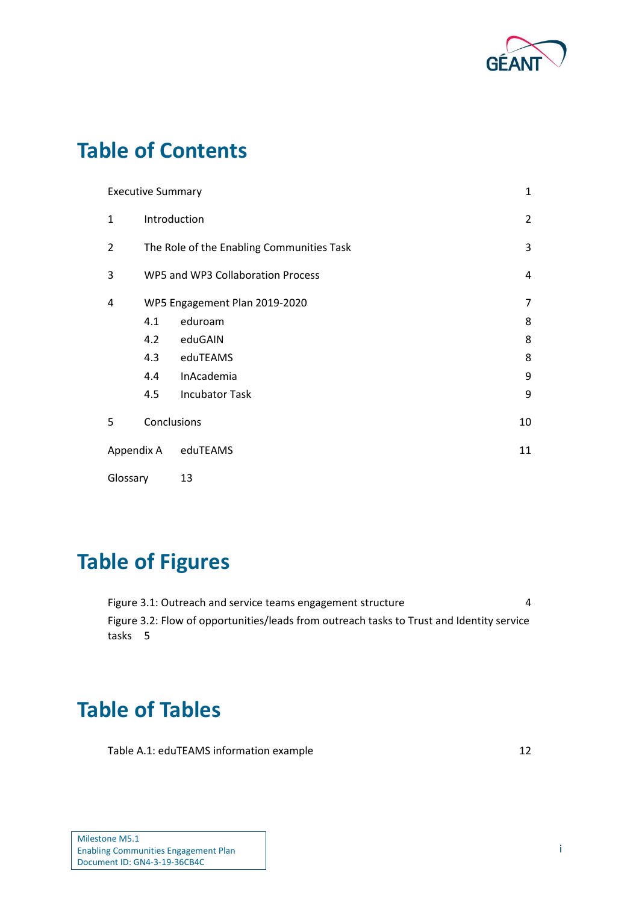# Table of Contents

| | | |
|---|---|---|
| Executive Summary | | 1 |
| 1 | Introduction | 2 |
| 2 | The Role of the Enabling Communities Task | 3 |
| 3 | WP5 and WP3 Collaboration Process | 4 |
| 4 | WP5 Engagement Plan 2019-2020 | 7 |
| | 4.1 eduroam | 8 |
| | 4.2 eduGAIN | 8 |
| | 4.3 eduTEAMS | 8 |
| | 4.4 InAcademia | 9 |
| | 4.5 Incubator Task | 9 |
| 5 | Conclusions | 10 |
| Appendix A | eduTEAMS | 11 |
| Glossary | 13 | |

# Table of Figures

Figure 3.1: Outreach and service teams engagement structure 4

Figure 3.2: Flow of opportunities/leads from outreach tasks to Trust and Identity service tasks 5

# Table of Tables

Table A.1: eduTEAMS information example 12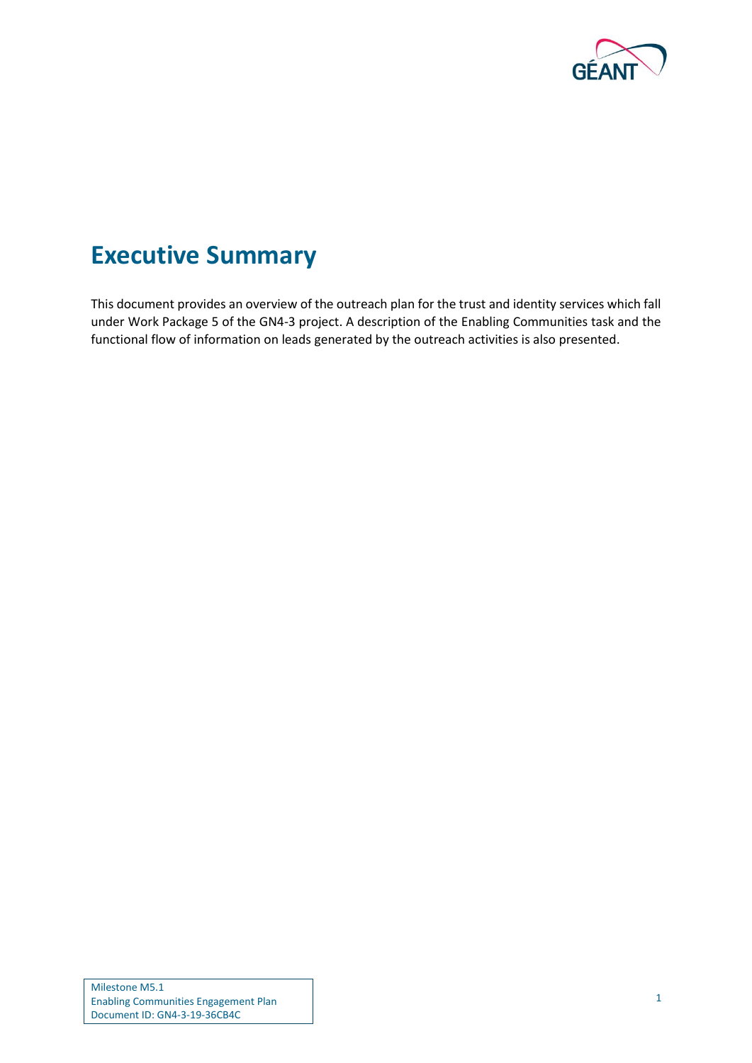# Executive Summary

This document provides an overview of the outreach plan for the trust and identity services which fall under Work Package 5 of the GN4-3 project. A description of the Enabling Communities task and the functional flow of information on leads generated by the outreach activities is also presented.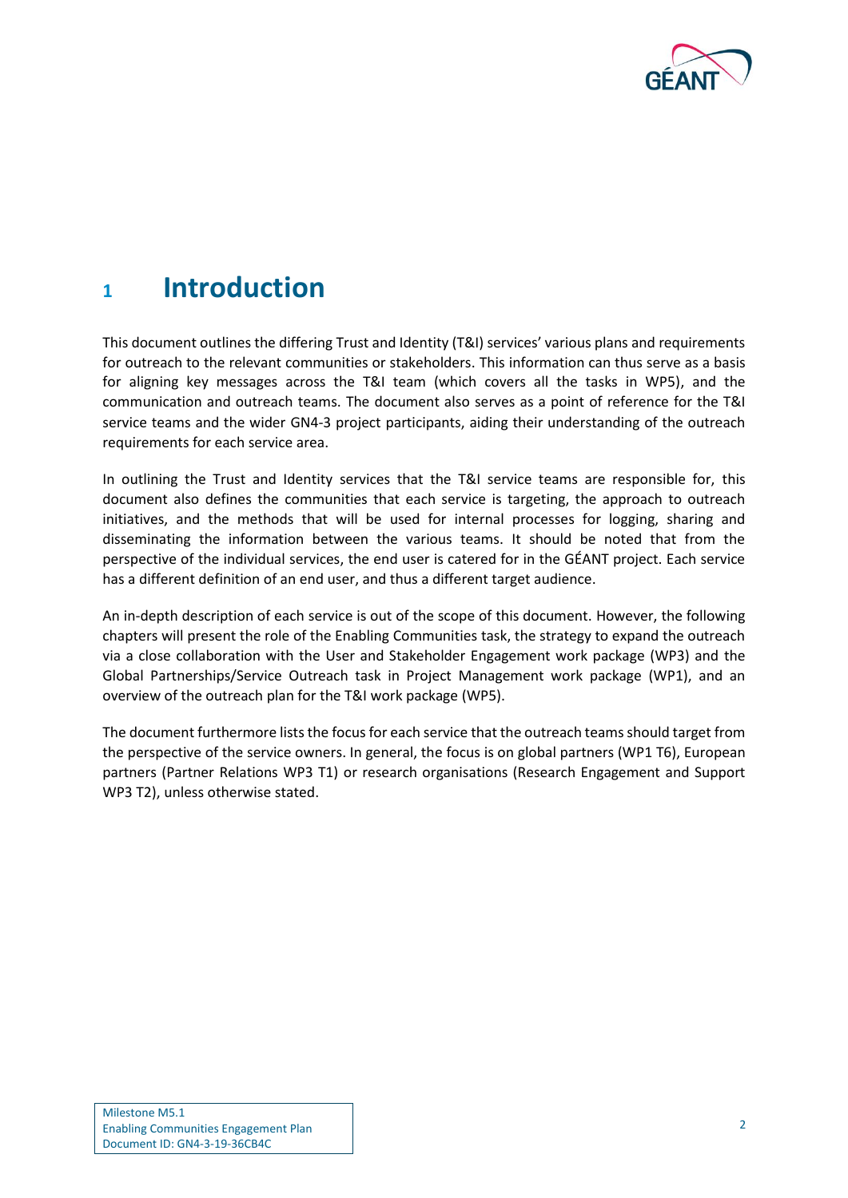# 1 Introduction

This document outlines the differing Trust and Identity (T&I) services' various plans and requirements for outreach to the relevant communities or stakeholders. This information can thus serve as a basis for aligning key messages across the T&I team (which covers all the tasks in WP5), and the communication and outreach teams. The document also serves as a point of reference for the T&I service teams and the wider GN4-3 project participants, aiding their understanding of the outreach requirements for each service area.

In outlining the Trust and Identity services that the T&I service teams are responsible for, this document also defines the communities that each service is targeting, the approach to outreach initiatives, and the methods that will be used for internal processes for logging, sharing and disseminating the information between the various teams. It should be noted that from the perspective of the individual services, the end user is catered for in the GÉANT project. Each service has a different definition of an end user, and thus a different target audience.

An in-depth description of each service is out of the scope of this document. However, the following chapters will present the role of the Enabling Communities task, the strategy to expand the outreach via a close collaboration with the User and Stakeholder Engagement work package (WP3) and the Global Partnerships/Service Outreach task in Project Management work package (WP1), and an overview of the outreach plan for the T&I work package (WP5).

The document furthermore lists the focus for each service that the outreach teams should target from the perspective of the service owners. In general, the focus is on global partners (WP1 T6), European partners (Partner Relations WP3 T1) or research organisations (Research Engagement and Support WP3 T2), unless otherwise stated.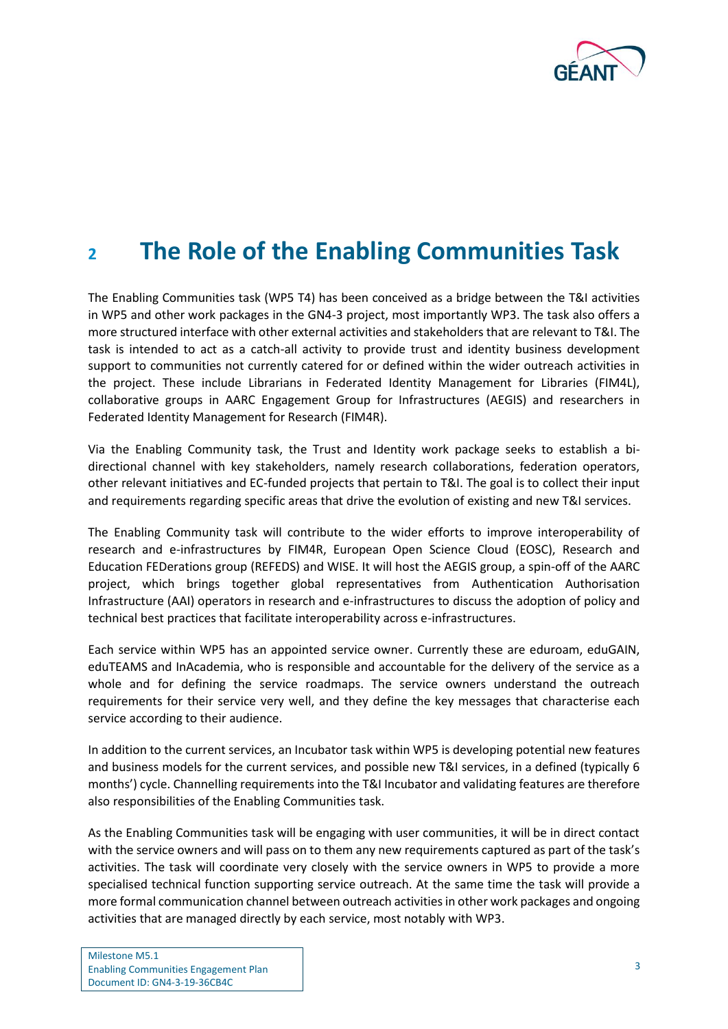# 2 The Role of the Enabling Communities Task

The Enabling Communities task (WP5 T4) has been conceived as a bridge between the T&I activities in WP5 and other work packages in the GN4-3 project, most importantly WP3. The task also offers a more structured interface with other external activities and stakeholders that are relevant to T&I. The task is intended to act as a catch-all activity to provide trust and identity business development support to communities not currently catered for or defined within the wider outreach activities in the project. These include Librarians in Federated Identity Management for Libraries (FIM4L), collaborative groups in AARC Engagement Group for Infrastructures (AEGIS) and researchers in Federated Identity Management for Research (FIM4R).

Via the Enabling Community task, the Trust and Identity work package seeks to establish a bi-directional channel with key stakeholders, namely research collaborations, federation operators, other relevant initiatives and EC-funded projects that pertain to T&I. The goal is to collect their input and requirements regarding specific areas that drive the evolution of existing and new T&I services.

The Enabling Community task will contribute to the wider efforts to improve interoperability of research and e-infrastructures by FIM4R, European Open Science Cloud (EOSC), Research and Education FEDerations group (REFEDS) and WISE. It will host the AEGIS group, a spin-off of the AARC project, which brings together global representatives from Authentication Authorisation Infrastructure (AAI) operators in research and e-infrastructures to discuss the adoption of policy and technical best practices that facilitate interoperability across e-infrastructures.

Each service within WP5 has an appointed service owner. Currently these are eduroam, eduGAIN, eduTEAMS and InAcademia, who is responsible and accountable for the delivery of the service as a whole and for defining the service roadmaps. The service owners understand the outreach requirements for their service very well, and they define the key messages that characterise each service according to their audience.

In addition to the current services, an Incubator task within WP5 is developing potential new features and business models for the current services, and possible new T&I services, in a defined (typically 6 months') cycle. Channelling requirements into the T&I Incubator and validating features are therefore also responsibilities of the Enabling Communities task.

As the Enabling Communities task will be engaging with user communities, it will be in direct contact with the service owners and will pass on to them any new requirements captured as part of the task's activities. The task will coordinate very closely with the service owners in WP5 to provide a more specialised technical function supporting service outreach. At the same time the task will provide a more formal communication channel between outreach activities in other work packages and ongoing activities that are managed directly by each service, most notably with WP3.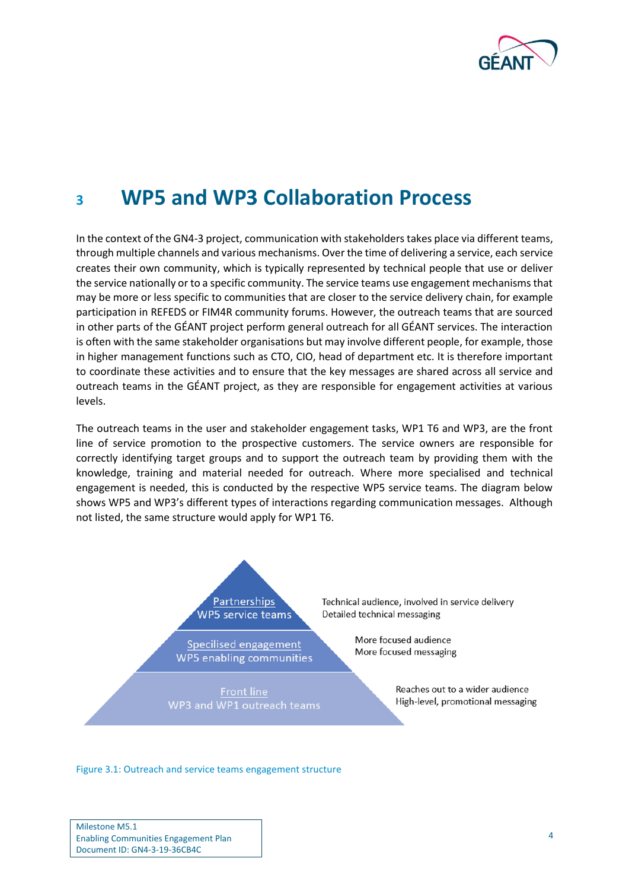# 3 WP5 and WP3 Collaboration Process

In the context of the GN4-3 project, communication with stakeholders takes place via different teams, through multiple channels and various mechanisms. Over the time of delivering a service, each service creates their own community, which is typically represented by technical people that use or deliver the service nationally or to a specific community. The service teams use engagement mechanisms that may be more or less specific to communities that are closer to the service delivery chain, for example participation in REFEDS or FIM4R community forums. However, the outreach teams that are sourced in other parts of the GÉANT project perform general outreach for all GÉANT services. The interaction is often with the same stakeholder organisations but may involve different people, for example, those in higher management functions such as CTO, CIO, head of department etc. It is therefore important to coordinate these activities and to ensure that the key messages are shared across all service and outreach teams in the GÉANT project, as they are responsible for engagement activities at various levels.

The outreach teams in the user and stakeholder engagement tasks, WP1 T6 and WP3, are the front line of service promotion to the prospective customers. The service owners are responsible for correctly identifying target groups and to support the outreach team by providing them with the knowledge, training and material needed for outreach. Where more specialised and technical engagement is needed, this is conducted by the respective WP5 service teams. The diagram below shows WP5 and WP3's different types of interactions regarding communication messages. Although not listed, the same structure would apply for WP1 T6.

Partnerships
WP5 service teams

Technical audience, involved in service delivery
Detailed technical messaging

Specilised engagement
WP5 enabling communities

More focused audience
More focused messaging

Front line
WP3 and WP1 outreach teams

Reaches out to a wider audience
High-level, promotional messaging

Figure 3.1: Outreach and service teams engagement structure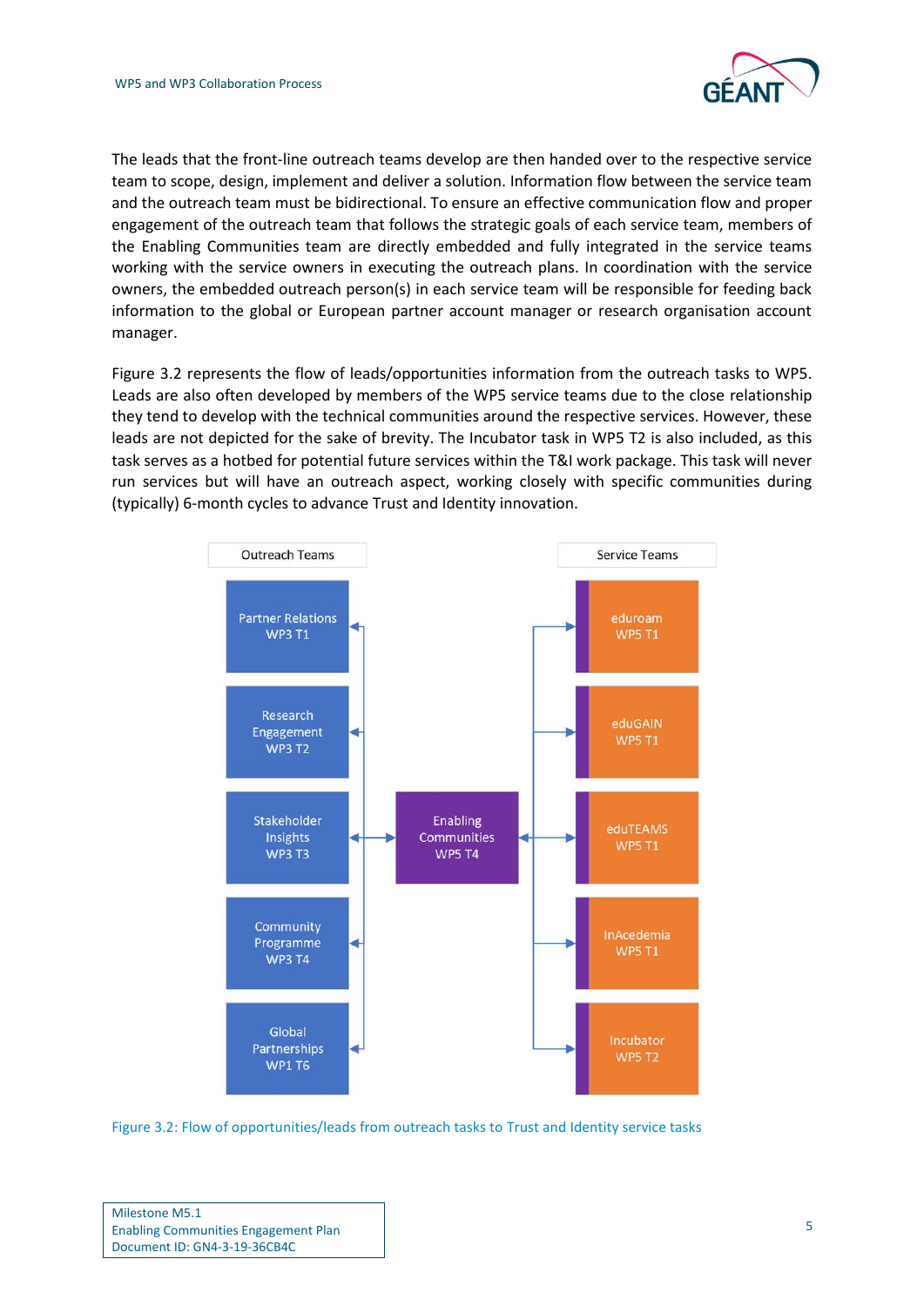The leads that the front-line outreach teams develop are then handed over to the respective service team to scope, design, implement and deliver a solution. Information flow between the service team and the outreach team must be bidirectional. To ensure an effective communication flow and proper engagement of the outreach team that follows the strategic goals of each service team, members of the Enabling Communities team are directly embedded and fully integrated in the service teams working with the service owners in executing the outreach plans. In coordination with the service owners, the embedded outreach person(s) in each service team will be responsible for feeding back information to the global or European partner account manager or research organisation account manager.

Figure 3.2 represents the flow of leads/opportunities information from the outreach tasks to WP5. Leads are also often developed by members of the WP5 service teams due to the close relationship they tend to develop with the technical communities around the respective services. However, these leads are not depicted for the sake of brevity. The Incubator task in WP5 T2 is also included, as this task serves as a hotbed for potential future services within the T&I work package. This task will never run services but will have an outreach aspect, working closely with specific communities during (typically) 6-month cycles to advance Trust and Identity innovation.

Outreach Teams

Partner Relations
WP3 T1

Research Engagement
WP3 T2

Stakeholder Insights
WP3 T3

Community Programme
WP3 T4

Global Partnerships
WP1 T6

Enabling Communities
WP5 T4

Service Teams

eduroam
WP5 T1

eduGAIN
WP5 T1

eduTEAMS
WP5 T1

InAcedemia
WP5 T1

Incubator
WP5 T2

Figure 3.2: Flow of opportunities/leads from outreach tasks to Trust and Identity service tasks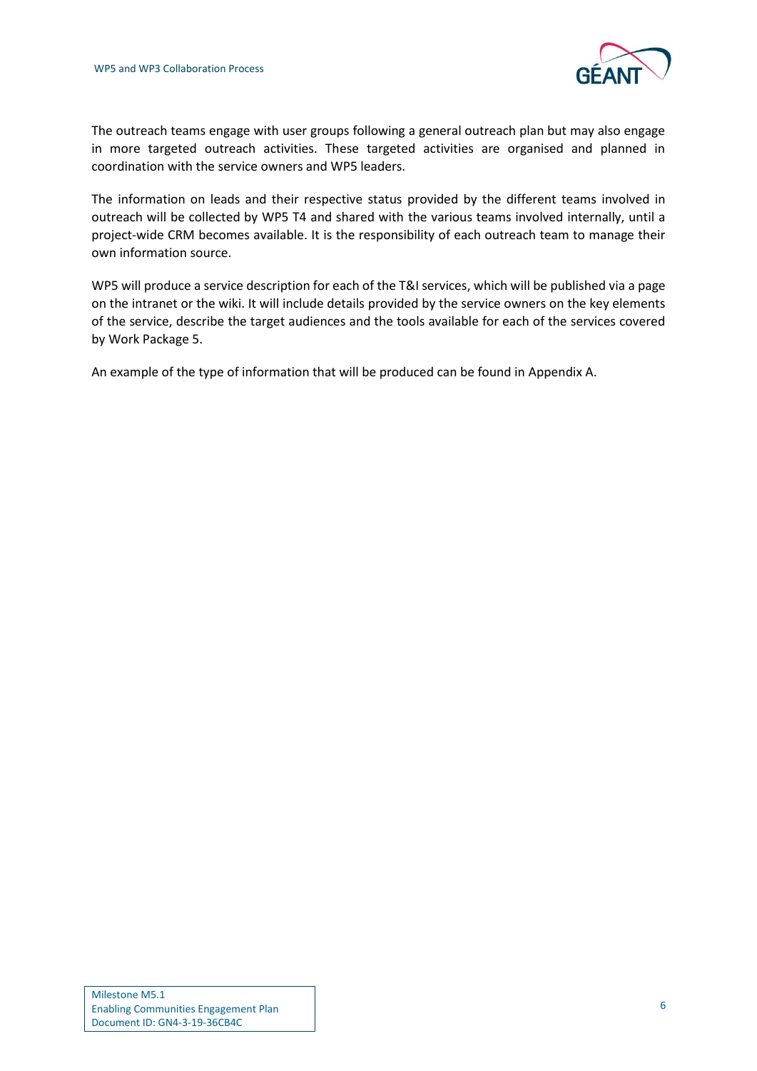The outreach teams engage with user groups following a general outreach plan but may also engage in more targeted outreach activities. These targeted activities are organised and planned in coordination with the service owners and WP5 leaders.

The information on leads and their respective status provided by the different teams involved in outreach will be collected by WP5 T4 and shared with the various teams involved internally, until a project-wide CRM becomes available. It is the responsibility of each outreach team to manage their own information source.

WP5 will produce a service description for each of the T&I services, which will be published via a page on the intranet or the wiki. It will include details provided by the service owners on the key elements of the service, describe the target audiences and the tools available for each of the services covered by Work Package 5.

An example of the type of information that will be produced can be found in Appendix A.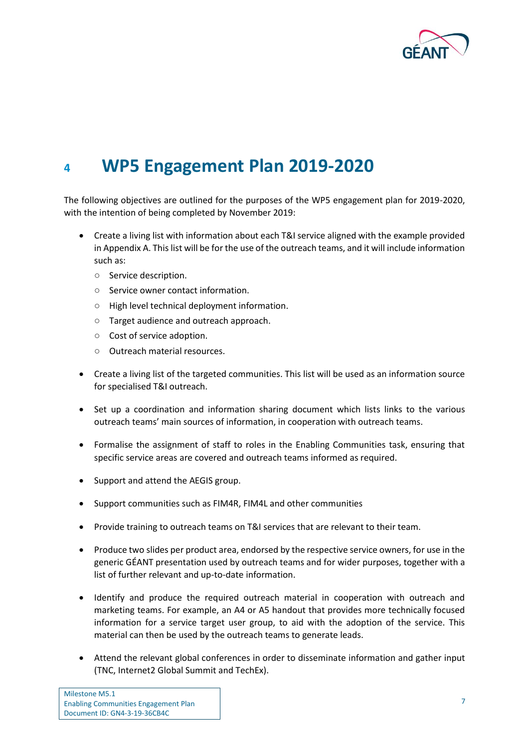# 4 WP5 Engagement Plan 2019-2020

The following objectives are outlined for the purposes of the WP5 engagement plan for 2019-2020, with the intention of being completed by November 2019:

- Create a living list with information about each T&I service aligned with the example provided in Appendix A. This list will be for the use of the outreach teams, and it will include information such as:
  - Service description.
  - Service owner contact information.
  - High level technical deployment information.
  - Target audience and outreach approach.
  - Cost of service adoption.
  - Outreach material resources.
- Create a living list of the targeted communities. This list will be used as an information source for specialised T&I outreach.
- Set up a coordination and information sharing document which lists links to the various outreach teams' main sources of information, in cooperation with outreach teams.
- Formalise the assignment of staff to roles in the Enabling Communities task, ensuring that specific service areas are covered and outreach teams informed as required.
- Support and attend the AEGIS group.
- Support communities such as FIM4R, FIM4L and other communities
- Provide training to outreach teams on T&I services that are relevant to their team.
- Produce two slides per product area, endorsed by the respective service owners, for use in the generic GÉANT presentation used by outreach teams and for wider purposes, together with a list of further relevant and up-to-date information.
- Identify and produce the required outreach material in cooperation with outreach and marketing teams. For example, an A4 or A5 handout that provides more technically focused information for a service target user group, to aid with the adoption of the service. This material can then be used by the outreach teams to generate leads.
- Attend the relevant global conferences in order to disseminate information and gather input (TNC, Internet2 Global Summit and TechEx).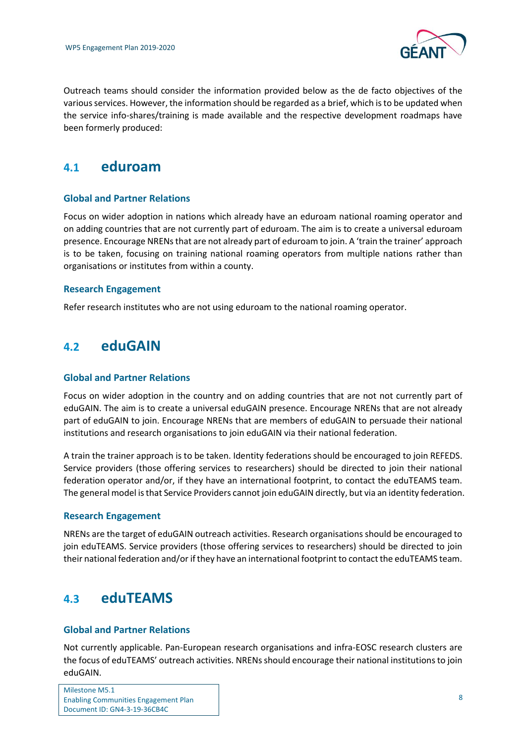Outreach teams should consider the information provided below as the de facto objectives of the various services. However, the information should be regarded as a brief, which is to be updated when the service info-shares/training is made available and the respective development roadmaps have been formerly produced:

## 4.1 eduroam

### Global and Partner Relations

Focus on wider adoption in nations which already have an eduroam national roaming operator and on adding countries that are not currently part of eduroam. The aim is to create a universal eduroam presence. Encourage NRENs that are not already part of eduroam to join. A 'train the trainer' approach is to be taken, focusing on training national roaming operators from multiple nations rather than organisations or institutes from within a county.

### Research Engagement

Refer research institutes who are not using eduroam to the national roaming operator.

## 4.2 eduGAIN

### Global and Partner Relations

Focus on wider adoption in the country and on adding countries that are not not currently part of eduGAIN. The aim is to create a universal eduGAIN presence. Encourage NRENs that are not already part of eduGAIN to join. Encourage NRENs that are members of eduGAIN to persuade their national institutions and research organisations to join eduGAIN via their national federation.

A train the trainer approach is to be taken. Identity federations should be encouraged to join REFEDS. Service providers (those offering services to researchers) should be directed to join their national federation operator and/or, if they have an international footprint, to contact the eduTEAMS team. The general model is that Service Providers cannot join eduGAIN directly, but via an identity federation.

### Research Engagement

NRENs are the target of eduGAIN outreach activities. Research organisations should be encouraged to join eduTEAMS. Service providers (those offering services to researchers) should be directed to join their national federation and/or if they have an international footprint to contact the eduTEAMS team.

## 4.3 eduTEAMS

### Global and Partner Relations

Not currently applicable. Pan-European research organisations and infra-EOSC research clusters are the focus of eduTEAMS' outreach activities. NRENs should encourage their national institutions to join eduGAIN.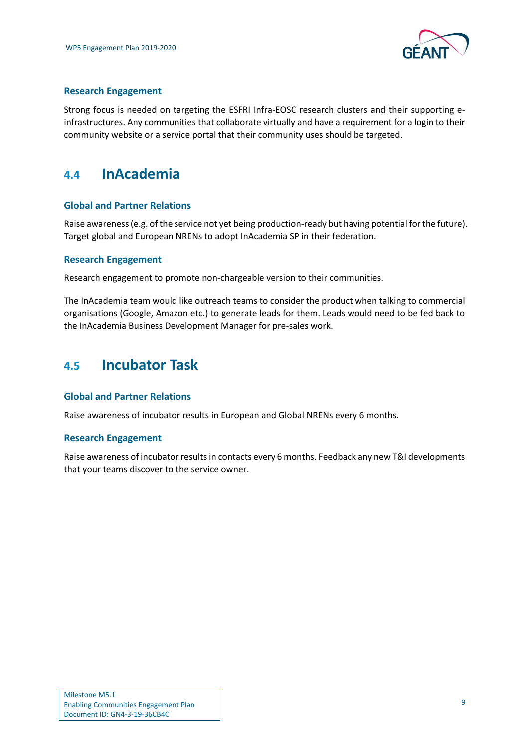### Research Engagement

Strong focus is needed on targeting the ESFRI Infra-EOSC research clusters and their supporting e-infrastructures. Any communities that collaborate virtually and have a requirement for a login to their community website or a service portal that their community uses should be targeted.

## 4.4 InAcademia

### Global and Partner Relations

Raise awareness (e.g. of the service not yet being production-ready but having potential for the future). Target global and European NRENs to adopt InAcademia SP in their federation.

### Research Engagement

Research engagement to promote non-chargeable version to their communities.

The InAcademia team would like outreach teams to consider the product when talking to commercial organisations (Google, Amazon etc.) to generate leads for them. Leads would need to be fed back to the InAcademia Business Development Manager for pre-sales work.

## 4.5 Incubator Task

### Global and Partner Relations

Raise awareness of incubator results in European and Global NRENs every 6 months.

### Research Engagement

Raise awareness of incubator results in contacts every 6 months. Feedback any new T&I developments that your teams discover to the service owner.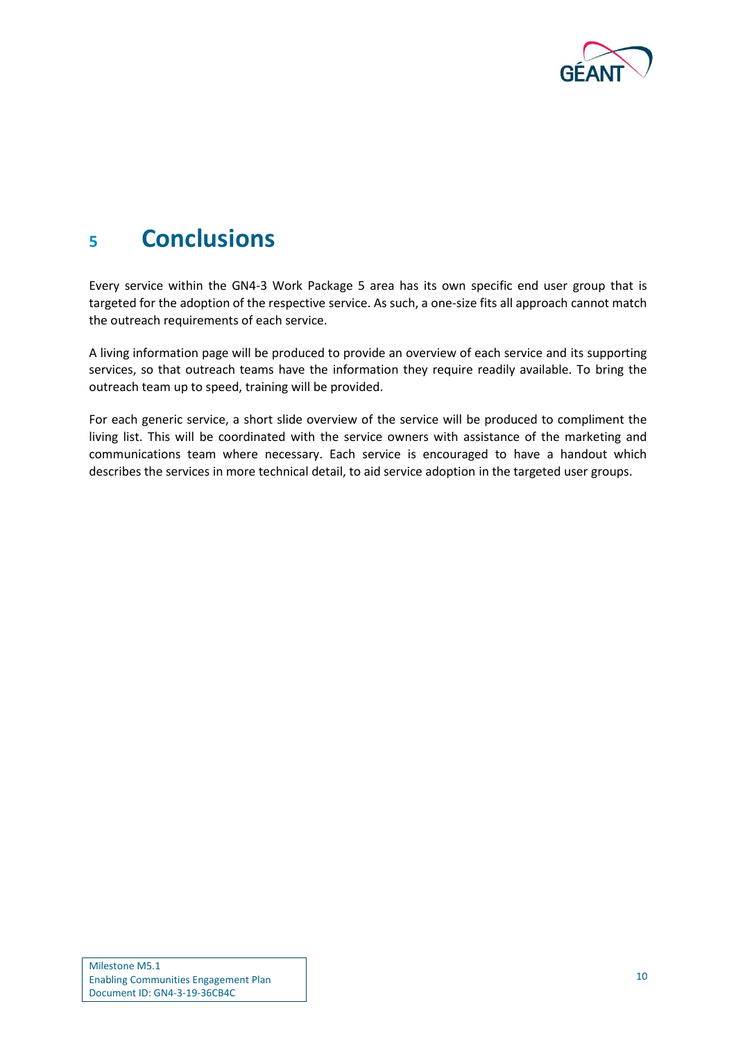# 5 Conclusions

Every service within the GN4-3 Work Package 5 area has its own specific end user group that is targeted for the adoption of the respective service. As such, a one-size fits all approach cannot match the outreach requirements of each service.

A living information page will be produced to provide an overview of each service and its supporting services, so that outreach teams have the information they require readily available. To bring the outreach team up to speed, training will be provided.

For each generic service, a short slide overview of the service will be produced to compliment the living list. This will be coordinated with the service owners with assistance of the marketing and communications team where necessary. Each service is encouraged to have a handout which describes the services in more technical detail, to aid service adoption in the targeted user groups.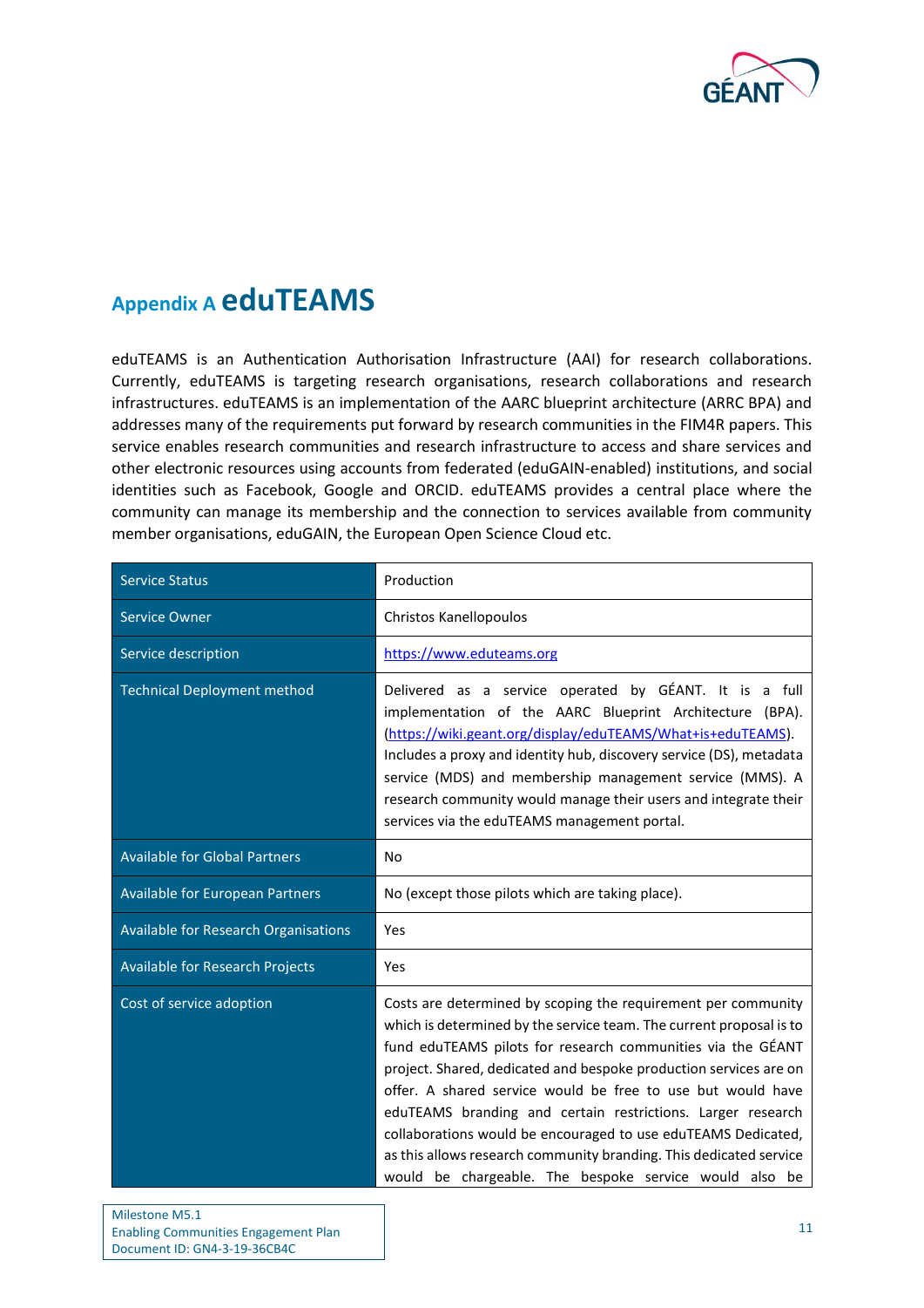# Appendix A eduTEAMS

eduTEAMS is an Authentication Authorisation Infrastructure (AAI) for research collaborations. Currently, eduTEAMS is targeting research organisations, research collaborations and research infrastructures. eduTEAMS is an implementation of the AARC blueprint architecture (ARRC BPA) and addresses many of the requirements put forward by research communities in the FIM4R papers. This service enables research communities and research infrastructure to access and share services and other electronic resources using accounts from federated (eduGAIN-enabled) institutions, and social identities such as Facebook, Google and ORCID. eduTEAMS provides a central place where the community can manage its membership and the connection to services available from community member organisations, eduGAIN, the European Open Science Cloud etc.

| | |
|---|---|
| Service Status | Production |
| Service Owner | Christos Kanellopoulos |
| Service description | https://www.eduteams.org |
| Technical Deployment method | Delivered as a service operated by GÉANT. It is a full implementation of the AARC Blueprint Architecture (BPA). (https://wiki.geant.org/display/eduTEAMS/What+is+eduTEAMS). Includes a proxy and identity hub, discovery service (DS), metadata service (MDS) and membership management service (MMS). A research community would manage their users and integrate their services via the eduTEAMS management portal. |
| Available for Global Partners | No |
| Available for European Partners | No (except those pilots which are taking place). |
| Available for Research Organisations | Yes |
| Available for Research Projects | Yes |
| Cost of service adoption | Costs are determined by scoping the requirement per community which is determined by the service team. The current proposal is to fund eduTEAMS pilots for research communities via the GÉANT project. Shared, dedicated and bespoke production services are on offer. A shared service would be free to use but would have eduTEAMS branding and certain restrictions. Larger research collaborations would be encouraged to use eduTEAMS Dedicated, as this allows research community branding. This dedicated service would be chargeable. The bespoke service would also be |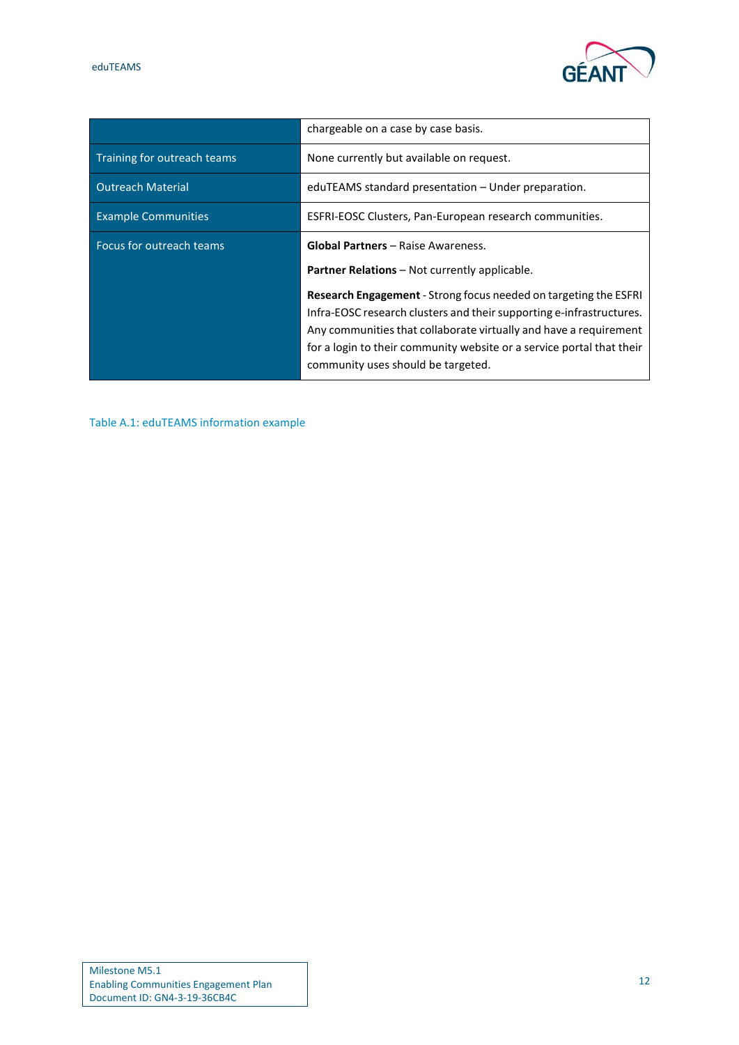| | |
|---|---|
| | chargeable on a case by case basis. |
| Training for outreach teams | None currently but available on request. |
| Outreach Material | eduTEAMS standard presentation – Under preparation. |
| Example Communities | ESFRI-EOSC Clusters, Pan-European research communities. |
| Focus for outreach teams | **Global Partners** – Raise Awareness.<br><br>**Partner Relations** – Not currently applicable.<br><br>**Research Engagement** - Strong focus needed on targeting the ESFRI Infra-EOSC research clusters and their supporting e-infrastructures. Any communities that collaborate virtually and have a requirement for a login to their community website or a service portal that their community uses should be targeted. |

Table A.1: eduTEAMS information example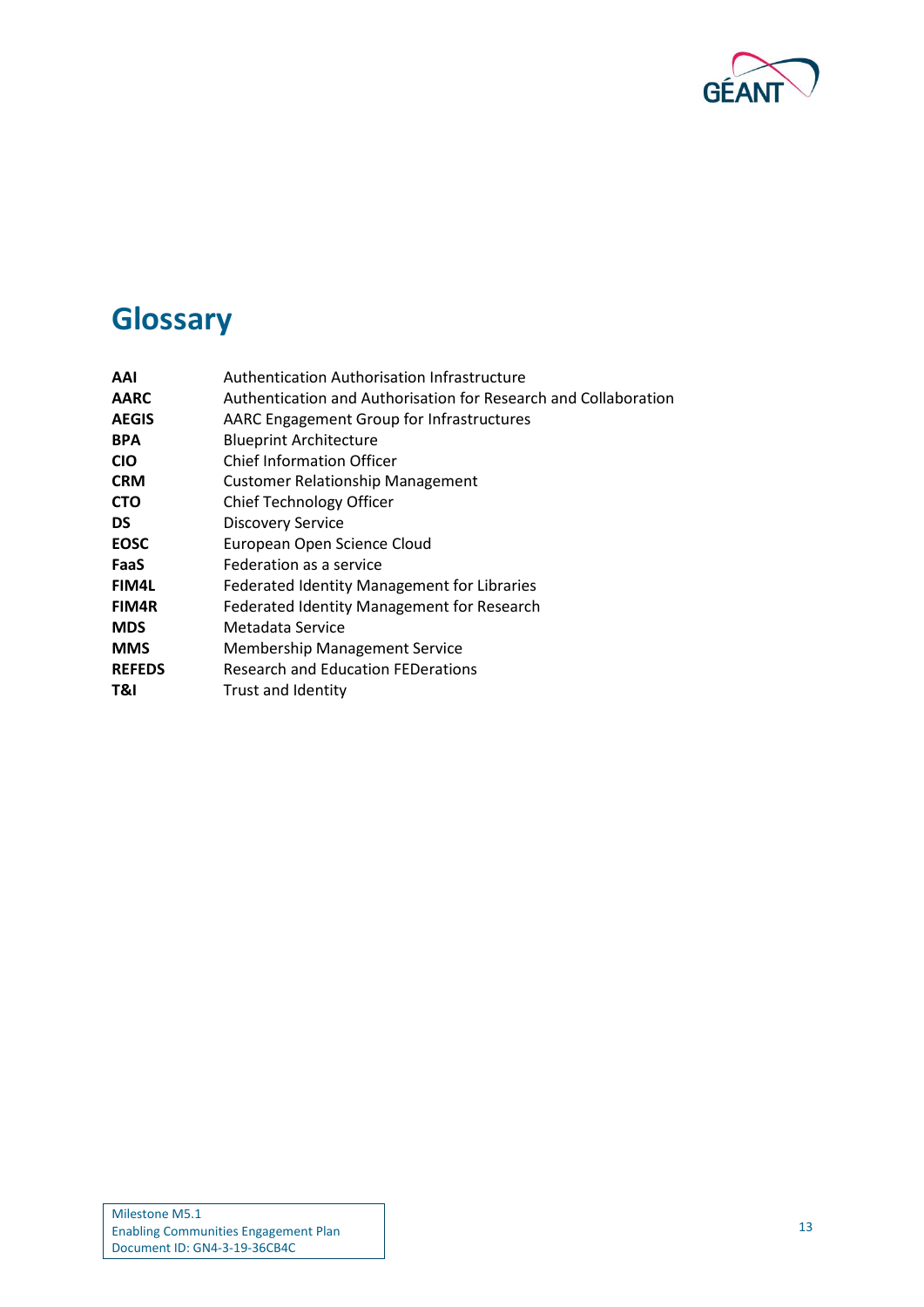# Glossary

| | |
|---|---|
| **AAI** | Authentication Authorisation Infrastructure |
| **AARC** | Authentication and Authorisation for Research and Collaboration |
| **AEGIS** | AARC Engagement Group for Infrastructures |
| **BPA** | Blueprint Architecture |
| **CIO** | Chief Information Officer |
| **CRM** | Customer Relationship Management |
| **CTO** | Chief Technology Officer |
| **DS** | Discovery Service |
| **EOSC** | European Open Science Cloud |
| **FaaS** | Federation as a service |
| **FIM4L** | Federated Identity Management for Libraries |
| **FIM4R** | Federated Identity Management for Research |
| **MDS** | Metadata Service |
| **MMS** | Membership Management Service |
| **REFEDS** | Research and Education FEDerations |
| **T&I** | Trust and Identity |